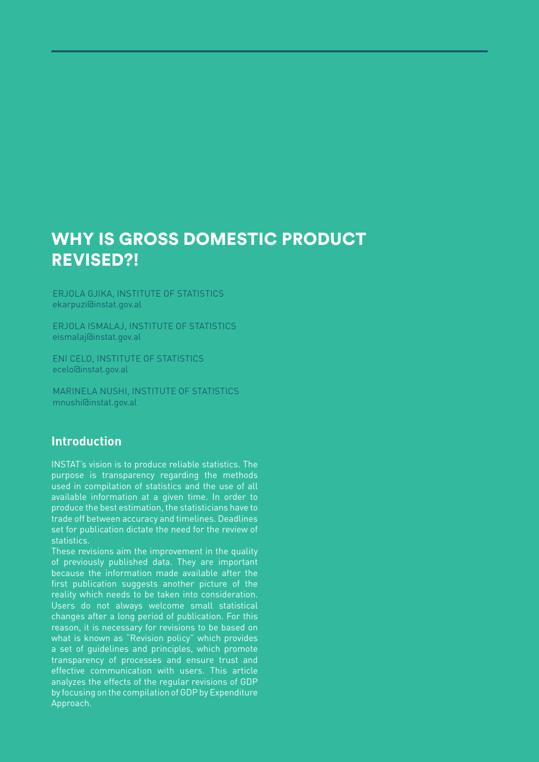# WHY IS GROSS DOMESTIC PRODUCT REVISED?!

ERJOLA GJIKA, INSTITUTE OF STATISTICS
ekarpuzi@instat.gov.al

ERJOLA ISMALAJ, INSTITUTE OF STATISTICS
eismalaj@instat.gov.al

ENI CELO, INSTITUTE OF STATISTICS
ecelo@instat.gov.al

MARINELA NUSHI, INSTITUTE OF STATISTICS
mnushi@instat.gov.al

## Introduction

INSTAT's vision is to produce reliable statistics. The purpose is transparency regarding the methods used in compilation of statistics and the use of all available information at a given time. In order to produce the best estimation, the statisticians have to trade off between accuracy and timelines. Deadlines set for publication dictate the need for the review of statistics.

These revisions aim the improvement in the quality of previously published data. They are important because the information made available after the first publication suggests another picture of the reality which needs to be taken into consideration. Users do not always welcome small statistical changes after a long period of publication. For this reason, it is necessary for revisions to be based on what is known as "Revision policy" which provides a set of guidelines and principles, which promote transparency of processes and ensure trust and effective communication with users. This article analyzes the effects of the regular revisions of GDP by focusing on the compilation of GDP by Expenditure Approach.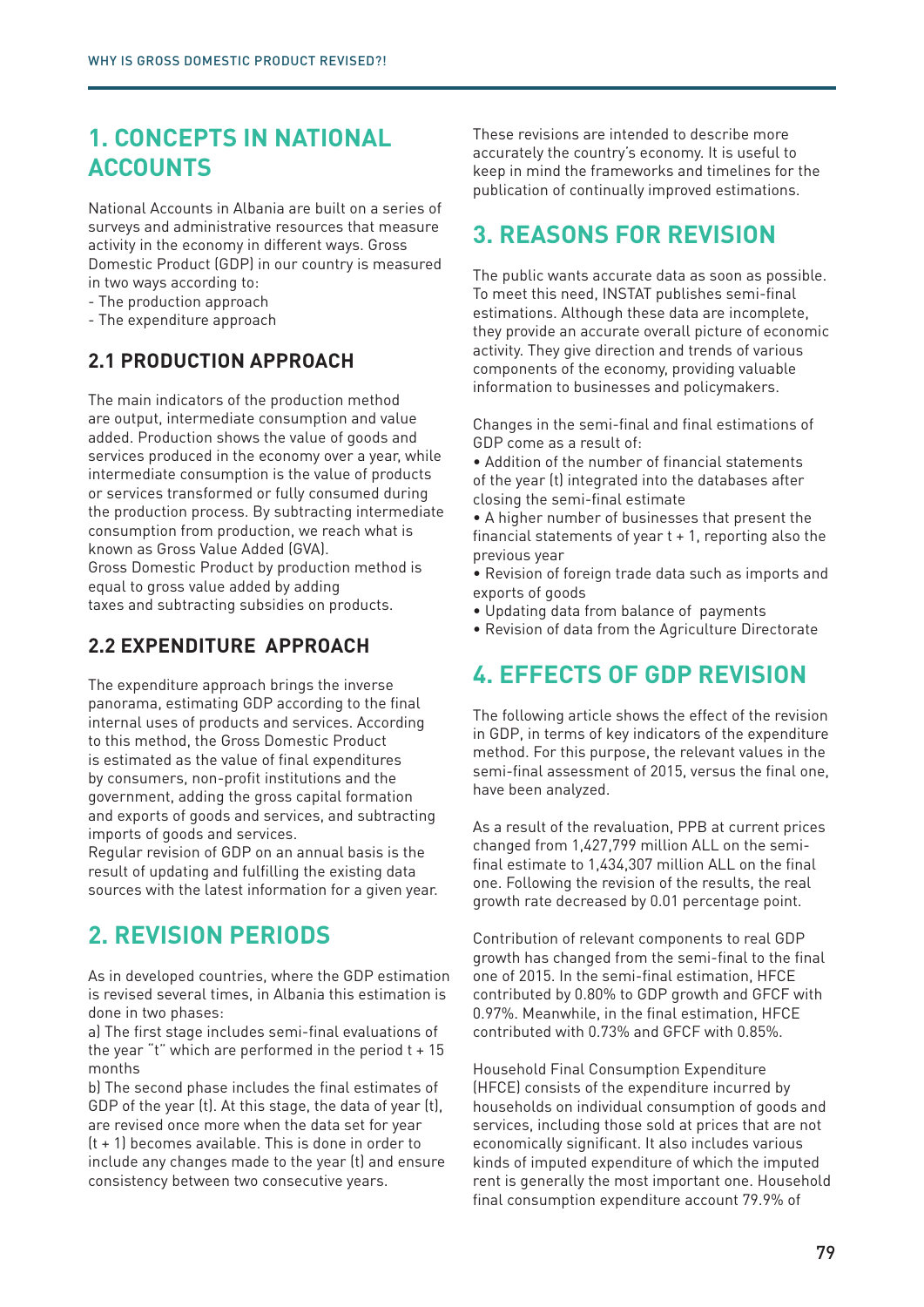## 1. CONCEPTS IN NATIONAL ACCOUNTS

National Accounts in Albania are built on a series of surveys and administrative resources that measure activity in the economy in different ways. Gross Domestic Product (GDP) in our country is measured in two ways according to:
- The production approach
- The expenditure approach

### 2.1 PRODUCTION APPROACH

The main indicators of the production method are output, intermediate consumption and value added. Production shows the value of goods and services produced in the economy over a year, while intermediate consumption is the value of products or services transformed or fully consumed during the production process. By subtracting intermediate consumption from production, we reach what is known as Gross Value Added (GVA).
Gross Domestic Product by production method is equal to gross value added by adding taxes and subtracting subsidies on products.

### 2.2 EXPENDITURE APPROACH

The expenditure approach brings the inverse panorama, estimating GDP according to the final internal uses of products and services. According to this method, the Gross Domestic Product is estimated as the value of final expenditures by consumers, non-profit institutions and the government, adding the gross capital formation and exports of goods and services, and subtracting imports of goods and services.
Regular revision of GDP on an annual basis is the result of updating and fulfilling the existing data sources with the latest information for a given year.

## 2. REVISION PERIODS

As in developed countries, where the GDP estimation is revised several times, in Albania this estimation is done in two phases:
a) The first stage includes semi-final evaluations of the year "t" which are performed in the period t + 15 months
b) The second phase includes the final estimates of GDP of the year (t). At this stage, the data of year (t), are revised once more when the data set for year (t + 1) becomes available. This is done in order to include any changes made to the year (t) and ensure consistency between two consecutive years.

These revisions are intended to describe more accurately the country's economy. It is useful to keep in mind the frameworks and timelines for the publication of continually improved estimations.

## 3. REASONS FOR REVISION

The public wants accurate data as soon as possible. To meet this need, INSTAT publishes semi-final estimations. Although these data are incomplete, they provide an accurate overall picture of economic activity. They give direction and trends of various components of the economy, providing valuable information to businesses and policymakers.

Changes in the semi-final and final estimations of GDP come as a result of:
- Addition of the number of financial statements of the year (t) integrated into the databases after closing the semi-final estimate
- A higher number of businesses that present the financial statements of year t + 1, reporting also the previous year
- Revision of foreign trade data such as imports and exports of goods
- Updating data from balance of payments
- Revision of data from the Agriculture Directorate

## 4. EFFECTS OF GDP REVISION

The following article shows the effect of the revision in GDP, in terms of key indicators of the expenditure method. For this purpose, the relevant values in the semi-final assessment of 2015, versus the final one, have been analyzed.

As a result of the revaluation, PPB at current prices changed from 1,427,799 million ALL on the semi-final estimate to 1,434,307 million ALL on the final one. Following the revision of the results, the real growth rate decreased by 0.01 percentage point.

Contribution of relevant components to real GDP growth has changed from the semi-final to the final one of 2015. In the semi-final estimation, HFCE contributed by 0.80% to GDP growth and GFCF with 0.97%. Meanwhile, in the final estimation, HFCE contributed with 0.73% and GFCF with 0.85%.

Household Final Consumption Expenditure (HFCE) consists of the expenditure incurred by households on individual consumption of goods and services, including those sold at prices that are not economically significant. It also includes various kinds of imputed expenditure of which the imputed rent is generally the most important one. Household final consumption expenditure account 79.9% of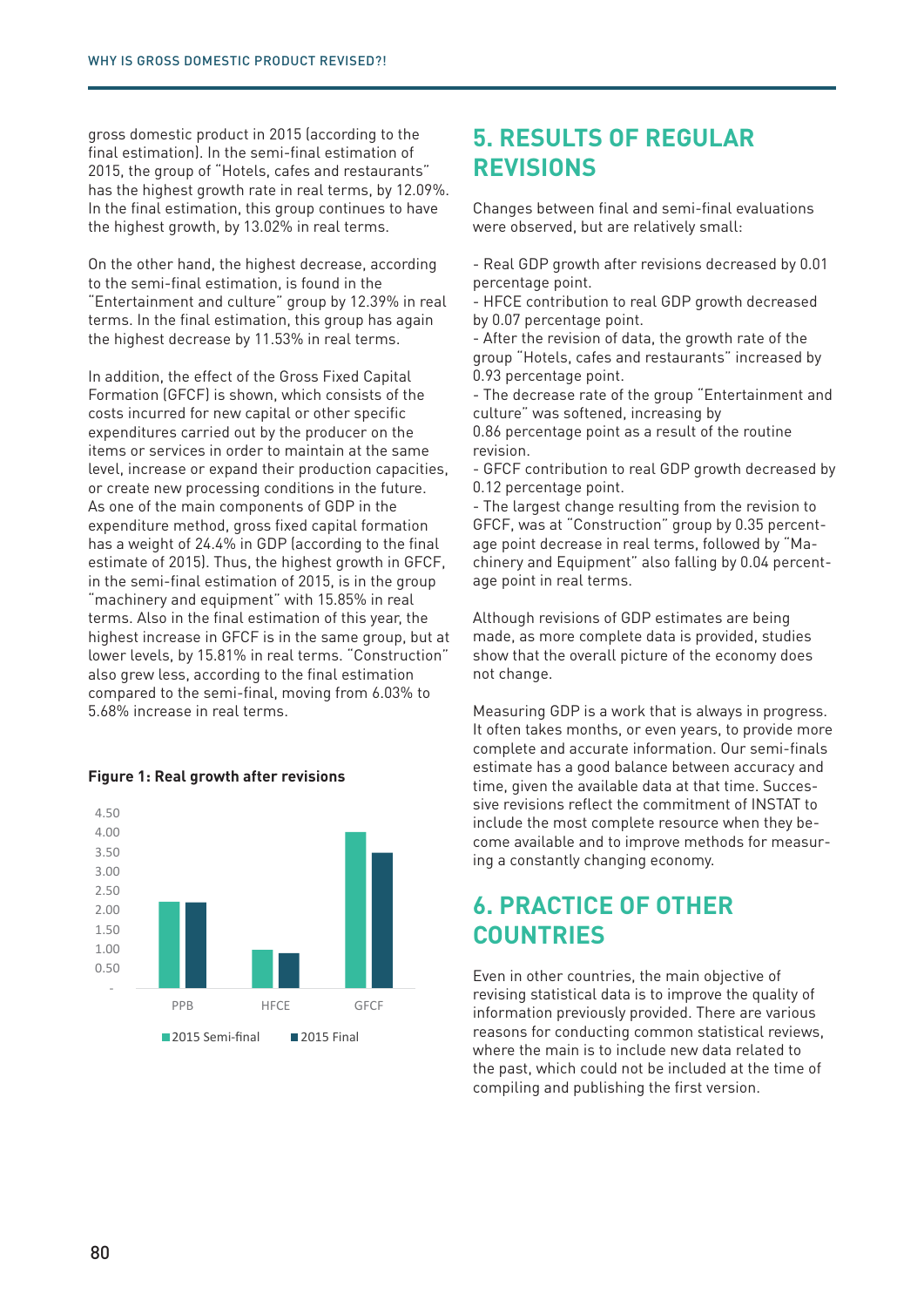gross domestic product in 2015 (according to the final estimation). In the semi-final estimation of 2015, the group of "Hotels, cafes and restaurants" has the highest growth rate in real terms, by 12.09%. In the final estimation, this group continues to have the highest growth, by 13.02% in real terms.

On the other hand, the highest decrease, according to the semi-final estimation, is found in the "Entertainment and culture" group by 12.39% in real terms. In the final estimation, this group has again the highest decrease by 11.53% in real terms.

In addition, the effect of the Gross Fixed Capital Formation (GFCF) is shown, which consists of the costs incurred for new capital or other specific expenditures carried out by the producer on the items or services in order to maintain at the same level, increase or expand their production capacities, or create new processing conditions in the future. As one of the main components of GDP in the expenditure method, gross fixed capital formation has a weight of 24.4% in GDP (according to the final estimate of 2015). Thus, the highest growth in GFCF, in the semi-final estimation of 2015, is in the group "machinery and equipment" with 15.85% in real terms. Also in the final estimation of this year, the highest increase in GFCF is in the same group, but at lower levels, by 15.81% in real terms. "Construction" also grew less, according to the final estimation compared to the semi-final, moving from 6.03% to 5.68% increase in real terms.

**Figure 1: Real growth after revisions**

4.50
4.00
3.50
3.00
2.50
2.00
1.50
1.00
0.50
-

PPB
HFCE
GFCF

2015 Semi-final
2015 Final

## 5. RESULTS OF REGULAR REVISIONS

Changes between final and semi-final evaluations were observed, but are relatively small:

- Real GDP growth after revisions decreased by 0.01 percentage point.
- HFCE contribution to real GDP growth decreased by 0.07 percentage point.
- After the revision of data, the growth rate of the group "Hotels, cafes and restaurants" increased by 0.93 percentage point.
- The decrease rate of the group "Entertainment and culture" was softened, increasing by 0.86 percentage point as a result of the routine revision.
- GFCF contribution to real GDP growth decreased by 0.12 percentage point.
- The largest change resulting from the revision to GFCF, was at "Construction" group by 0.35 percentage point decrease in real terms, followed by "Machinery and Equipment" also falling by 0.04 percentage point in real terms.

Although revisions of GDP estimates are being made, as more complete data is provided, studies show that the overall picture of the economy does not change.

Measuring GDP is a work that is always in progress. It often takes months, or even years, to provide more complete and accurate information. Our semi-finals estimate has a good balance between accuracy and time, given the available data at that time. Successive revisions reflect the commitment of INSTAT to include the most complete resource when they become available and to improve methods for measuring a constantly changing economy.

## 6. PRACTICE OF OTHER COUNTRIES

Even in other countries, the main objective of revising statistical data is to improve the quality of information previously provided. There are various reasons for conducting common statistical reviews, where the main is to include new data related to the past, which could not be included at the time of compiling and publishing the first version.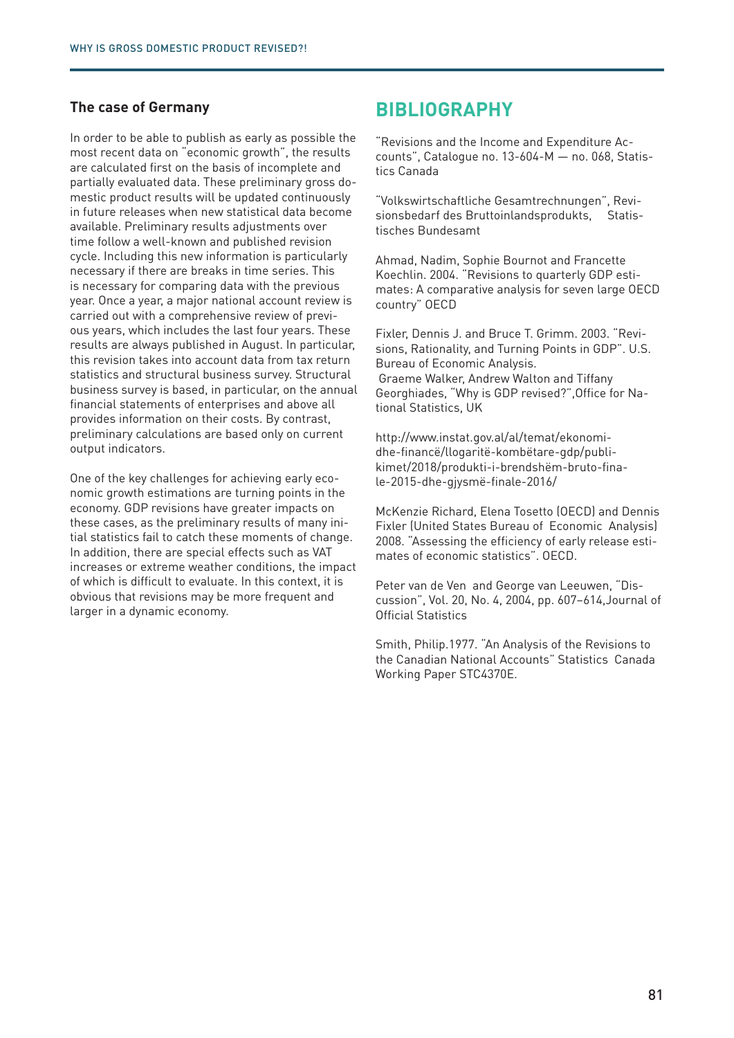### The case of Germany

In order to be able to publish as early as possible the most recent data on "economic growth", the results are calculated first on the basis of incomplete and partially evaluated data. These preliminary gross domestic product results will be updated continuously in future releases when new statistical data become available. Preliminary results adjustments over time follow a well-known and published revision cycle. Including this new information is particularly necessary if there are breaks in time series. This is necessary for comparing data with the previous year. Once a year, a major national account review is carried out with a comprehensive review of previous years, which includes the last four years. These results are always published in August. In particular, this revision takes into account data from tax return statistics and structural business survey. Structural business survey is based, in particular, on the annual financial statements of enterprises and above all provides information on their costs. By contrast, preliminary calculations are based only on current output indicators.

One of the key challenges for achieving early economic growth estimations are turning points in the economy. GDP revisions have greater impacts on these cases, as the preliminary results of many initial statistics fail to catch these moments of change. In addition, there are special effects such as VAT increases or extreme weather conditions, the impact of which is difficult to evaluate. In this context, it is obvious that revisions may be more frequent and larger in a dynamic economy.

## BIBLIOGRAPHY

"Revisions and the Income and Expenditure Accounts", Catalogue no. 13-604-M — no. 068, Statistics Canada

"Volkswirtschaftliche Gesamtrechnungen", Revisionsbedarf des Bruttoinlandsprodukts, Statistisches Bundesamt

Ahmad, Nadim, Sophie Bournot and Francette Koechlin. 2004. "Revisions to quarterly GDP estimates: A comparative analysis for seven large OECD country" OECD

Fixler, Dennis J. and Bruce T. Grimm. 2003. "Revisions, Rationality, and Turning Points in GDP". U.S. Bureau of Economic Analysis.
Graeme Walker, Andrew Walton and Tiffany Georghiades, "Why is GDP revised?",Office for National Statistics, UK

http://www.instat.gov.al/al/temat/ekonomi-dhe-financë/llogaritë-kombëtare-gdp/publikimet/2018/produkti-i-brendshëm-bruto-finale-2015-dhe-gjysmë-finale-2016/

McKenzie Richard, Elena Tosetto (OECD) and Dennis Fixler (United States Bureau of Economic Analysis) 2008. "Assessing the efficiency of early release estimates of economic statistics". OECD.

Peter van de Ven and George van Leeuwen, "Discussion", Vol. 20, No. 4, 2004, pp. 607–614,Journal of Official Statistics

Smith, Philip.1977. "An Analysis of the Revisions to the Canadian National Accounts" Statistics Canada Working Paper STC4370E.